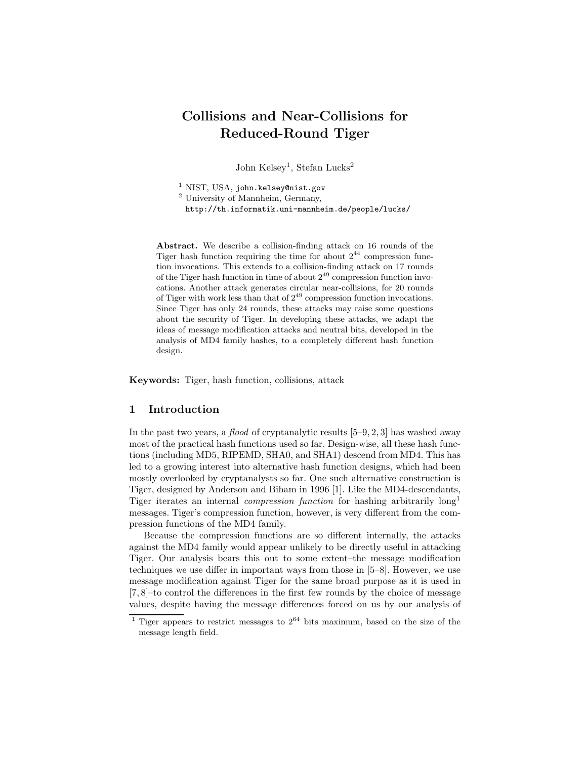# Collisions and Near-Collisions for Reduced-Round Tiger

John Kelsey[1], Stefan Lucks[2]

[1] NIST, USA, john.kelsey@nist.gov

[2] University of Mannheim, Germany,
http://th.informatik.uni-mannheim.de/people/lucks/

**Abstract.** We describe a collision-finding attack on 16 rounds of the Tiger hash function requiring the time for about $2^{44}$ compression function invocations. This extends to a collision-finding attack on 17 rounds of the Tiger hash function in time of about $2^{49}$ compression function invocations. Another attack generates circular near-collisions, for 20 rounds of Tiger with work less than that of $2^{49}$ compression function invocations. Since Tiger has only 24 rounds, these attacks may raise some questions about the security of Tiger. In developing these attacks, we adapt the ideas of message modification attacks and neutral bits, developed in the analysis of MD4 family hashes, to a completely different hash function design.

**Keywords:** Tiger, hash function, collisions, attack

## 1 Introduction

In the past two years, a *flood* of cryptanalytic results [5–9, 2, 3] has washed away most of the practical hash functions used so far. Design-wise, all these hash functions (including MD5, RIPEMD, SHA0, and SHA1) descend from MD4. This has led to a growing interest into alternative hash function designs, which had been mostly overlooked by cryptanalysts so far. One such alternative construction is Tiger, designed by Anderson and Biham in 1996 [1]. Like the MD4-descendants, Tiger iterates an internal *compression function* for hashing arbitrarily long[1] messages. Tiger's compression function, however, is very different from the compression functions of the MD4 family.

Because the compression functions are so different internally, the attacks against the MD4 family would appear unlikely to be directly useful in attacking Tiger. Our analysis bears this out to some extent–the message modification techniques we use differ in important ways from those in [5–8]. However, we use message modification against Tiger for the same broad purpose as it is used in [7, 8]–to control the differences in the first few rounds by the choice of message values, despite having the message differences forced on us by our analysis of

[1] Tiger appears to restrict messages to $2^{64}$ bits maximum, based on the size of the message length field.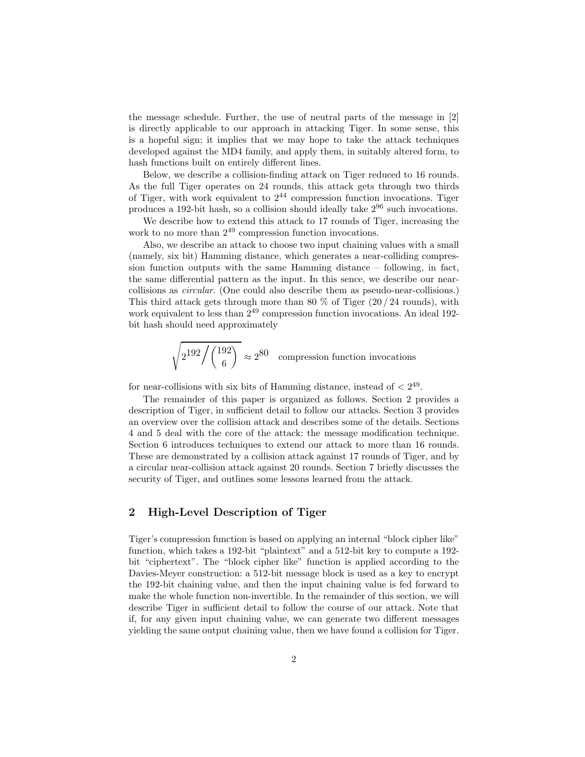the message schedule. Further, the use of neutral parts of the message in [2] is directly applicable to our approach in attacking Tiger. In some sense, this is a hopeful sign; it implies that we may hope to take the attack techniques developed against the MD4 family, and apply them, in suitably altered form, to hash functions built on entirely different lines.

Below, we describe a collision-finding attack on Tiger reduced to 16 rounds. As the full Tiger operates on 24 rounds, this attack gets through two thirds of Tiger, with work equivalent to $2^{44}$ compression function invocations. Tiger produces a 192-bit hash, so a collision should ideally take $2^{96}$ such invocations.

We describe how to extend this attack to 17 rounds of Tiger, increasing the work to no more than $2^{49}$ compression function invocations.

Also, we describe an attack to choose two input chaining values with a small (namely, six bit) Hamming distance, which generates a near-colliding compression function outputs with the same Hamming distance – following, in fact, the same differential pattern as the input. In this sence, we describe our near-collisions as *circular*. (One could also describe them as pseudo-near-collisions.) This third attack gets through more than 80 % of Tiger (20 / 24 rounds), with work equivalent to less than $2^{49}$ compression function invocations. An ideal 192-bit hash should need approximately

$$\sqrt{2^{192} \Big/ \binom{192}{6}} \approx 2^{80} \quad \text{compression function invocations}$$

for near-collisions with six bits of Hamming distance, instead of $< 2^{49}$.

The remainder of this paper is organized as follows. Section 2 provides a description of Tiger, in sufficient detail to follow our attacks. Section 3 provides an overview over the collision attack and describes some of the details. Sections 4 and 5 deal with the core of the attack: the message modification technique. Section 6 introduces techniques to extend our attack to more than 16 rounds. These are demonstrated by a collision attack against 17 rounds of Tiger, and by a circular near-collision attack against 20 rounds. Section 7 briefly discusses the security of Tiger, and outlines some lessons learned from the attack.

## 2 High-Level Description of Tiger

Tiger's compression function is based on applying an internal "block cipher like" function, which takes a 192-bit "plaintext" and a 512-bit key to compute a 192-bit "ciphertext". The "block cipher like" function is applied according to the Davies-Meyer construction: a 512-bit message block is used as a key to encrypt the 192-bit chaining value, and then the input chaining value is fed forward to make the whole function non-invertible. In the remainder of this section, we will describe Tiger in sufficient detail to follow the course of our attack. Note that if, for any given input chaining value, we can generate two different messages yielding the same output chaining value, then we have found a collision for Tiger.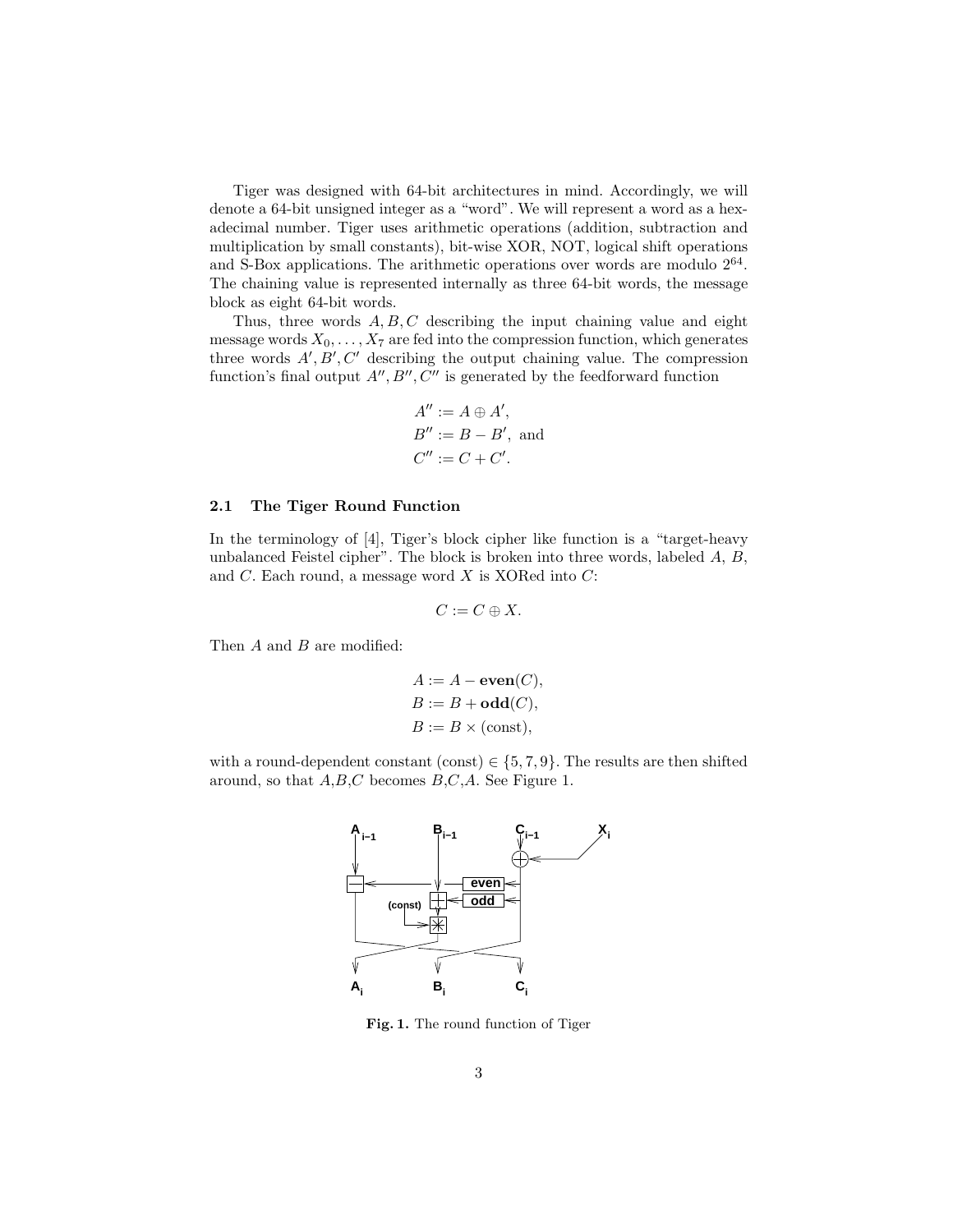Tiger was designed with 64-bit architectures in mind. Accordingly, we will denote a 64-bit unsigned integer as a "word". We will represent a word as a hexadecimal number. Tiger uses arithmetic operations (addition, subtraction and multiplication by small constants), bit-wise XOR, NOT, logical shift operations and S-Box applications. The arithmetic operations over words are modulo $2^{64}$. The chaining value is represented internally as three 64-bit words, the message block as eight 64-bit words.

Thus, three words $A, B, C$ describing the input chaining value and eight message words $X_0, \ldots, X_7$ are fed into the compression function, which generates three words $A', B', C'$ describing the output chaining value. The compression function's final output $A'', B'', C''$ is generated by the feedforward function

$$
\begin{aligned}
A'' &:= A \oplus A', \\
B'' &:= B - B', \text{ and} \\
C'' &:= C + C'.
\end{aligned}
$$

### 2.1 The Tiger Round Function

In the terminology of [4], Tiger's block cipher like function is a "target-heavy unbalanced Feistel cipher". The block is broken into three words, labeled $A$, $B$, and $C$. Each round, a message word $X$ is XORed into $C$:

$$C := C \oplus X.$$

Then $A$ and $B$ are modified:

$$
\begin{aligned}
A &:= A - \mathbf{even}(C), \\
B &:= B + \mathbf{odd}(C), \\
B &:= B \times (\text{const}),
\end{aligned}
$$

with a round-dependent constant $(\text{const}) \in \{5, 7, 9\}$. The results are then shifted around, so that $A$,$B$,$C$ becomes $B$,$C$,$A$. See Figure 1.

**Fig. 1.** The round function of Tiger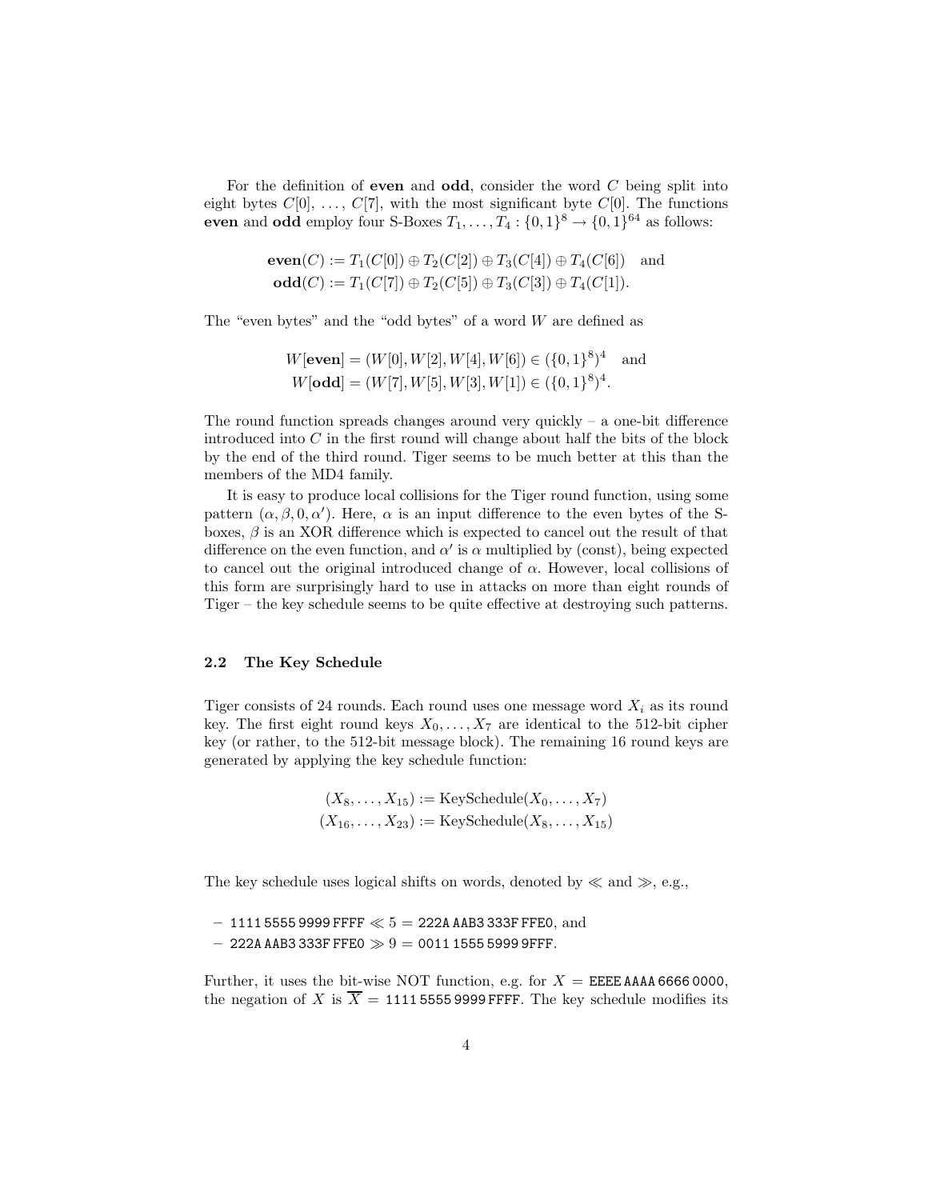For the definition of **even** and **odd**, consider the word $C$ being split into eight bytes $C[0]$, ..., $C[7]$, with the most significant byte $C[0]$. The functions **even** and **odd** employ four S-Boxes $T_1, \ldots, T_4 : \{0,1\}^8 \to \{0,1\}^{64}$ as follows:

$$\mathbf{even}(C) := T_1(C[0]) \oplus T_2(C[2]) \oplus T_3(C[4]) \oplus T_4(C[6]) \quad \text{and}$$
$$\mathbf{odd}(C) := T_1(C[7]) \oplus T_2(C[5]) \oplus T_3(C[3]) \oplus T_4(C[1]).$$

The "even bytes" and the "odd bytes" of a word $W$ are defined as

$$W[\mathbf{even}] = (W[0], W[2], W[4], W[6]) \in (\{0,1\}^8)^4 \quad \text{and}$$
$$W[\mathbf{odd}] = (W[7], W[5], W[3], W[1]) \in (\{0,1\}^8)^4.$$

The round function spreads changes around very quickly – a one-bit difference introduced into $C$ in the first round will change about half the bits of the block by the end of the third round. Tiger seems to be much better at this than the members of the MD4 family.

It is easy to produce local collisions for the Tiger round function, using some pattern $(\alpha, \beta, 0, \alpha')$. Here, $\alpha$ is an input difference to the even bytes of the S-boxes, $\beta$ is an XOR difference which is expected to cancel out the result of that difference on the even function, and $\alpha'$ is $\alpha$ multiplied by (const), being expected to cancel out the original introduced change of $\alpha$. However, local collisions of this form are surprisingly hard to use in attacks on more than eight rounds of Tiger – the key schedule seems to be quite effective at destroying such patterns.

### 2.2 The Key Schedule

Tiger consists of 24 rounds. Each round uses one message word $X_i$ as its round key. The first eight round keys $X_0, \ldots, X_7$ are identical to the 512-bit cipher key (or rather, to the 512-bit message block). The remaining 16 round keys are generated by applying the key schedule function:

$$(X_8, \ldots, X_{15}) := \text{KeySchedule}(X_0, \ldots, X_7)$$
$$(X_{16}, \ldots, X_{23}) := \text{KeySchedule}(X_8, \ldots, X_{15})$$

The key schedule uses logical shifts on words, denoted by $\ll$ and $\gg$, e.g.,

- 1111 5555 9999 FFFF $\ll 5$ = 222A AAB3 333F FFE0, and
- 222A AAB3 333F FFE0 $\gg 9$ = 0011 1555 5999 9FFF.

Further, it uses the bit-wise NOT function, e.g. for $X$ = EEEE AAAA 6666 0000, the negation of $X$ is $\overline{X}$ = 1111 5555 9999 FFFF. The key schedule modifies its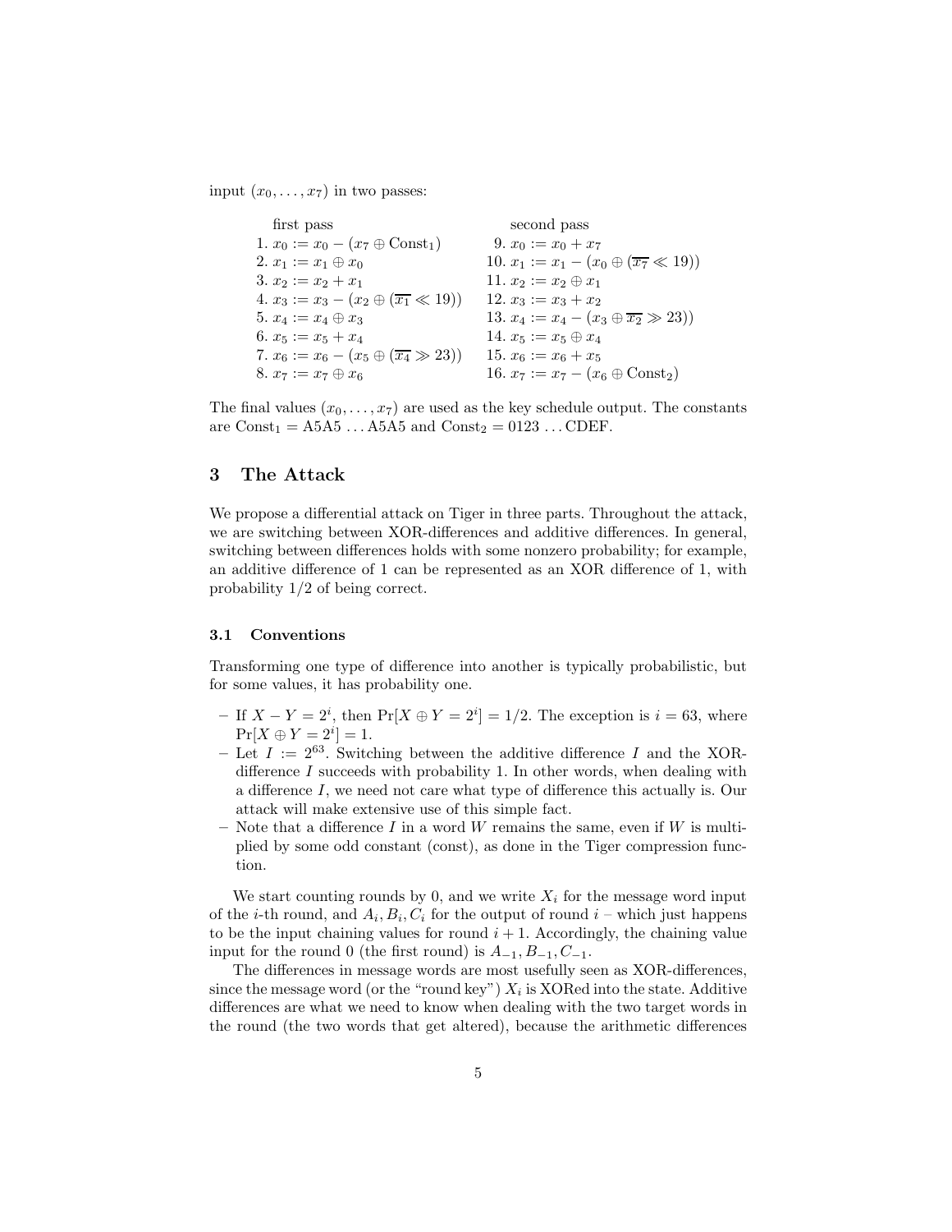input $(x_0, \ldots, x_7)$ in two passes:

| first pass | second pass |
|---|---|
| 1. $x_0 := x_0 - (x_7 \oplus \text{Const}_1)$ | 9. $x_0 := x_0 + x_7$ |
| 2. $x_1 := x_1 \oplus x_0$ | 10. $x_1 := x_1 - (x_0 \oplus (\overline{x_7} \ll 19))$ |
| 3. $x_2 := x_2 + x_1$ | 11. $x_2 := x_2 \oplus x_1$ |
| 4. $x_3 := x_3 - (x_2 \oplus (\overline{x_1} \ll 19))$ | 12. $x_3 := x_3 + x_2$ |
| 5. $x_4 := x_4 \oplus x_3$ | 13. $x_4 := x_4 - (x_3 \oplus \overline{x_2} \gg 23))$ |
| 6. $x_5 := x_5 + x_4$ | 14. $x_5 := x_5 \oplus x_4$ |
| 7. $x_6 := x_6 - (x_5 \oplus (\overline{x_4} \gg 23))$ | 15. $x_6 := x_6 + x_5$ |
| 8. $x_7 := x_7 \oplus x_6$ | 16. $x_7 := x_7 - (x_6 \oplus \text{Const}_2)$ |

The final values $(x_0, \ldots, x_7)$ are used as the key schedule output. The constants are $\text{Const}_1 = \text{A5A5} \ldots \text{A5A5}$ and $\text{Const}_2 = 0123 \ldots \text{CDEF}$.

## 3 The Attack

We propose a differential attack on Tiger in three parts. Throughout the attack, we are switching between XOR-differences and additive differences. In general, switching between differences holds with some nonzero probability; for example, an additive difference of 1 can be represented as an XOR difference of 1, with probability 1/2 of being correct.

### 3.1 Conventions

Transforming one type of difference into another is typically probabilistic, but for some values, it has probability one.

- If $X - Y = 2^i$, then $\Pr[X \oplus Y = 2^i] = 1/2$. The exception is $i = 63$, where $\Pr[X \oplus Y = 2^i] = 1$.
- Let $I := 2^{63}$. Switching between the additive difference $I$ and the XOR-difference $I$ succeeds with probability 1. In other words, when dealing with a difference $I$, we need not care what type of difference this actually is. Our attack will make extensive use of this simple fact.
- Note that a difference $I$ in a word $W$ remains the same, even if $W$ is multiplied by some odd constant (const), as done in the Tiger compression function.

We start counting rounds by 0, and we write $X_i$ for the message word input of the $i$-th round, and $A_i, B_i, C_i$ for the output of round $i$ – which just happens to be the input chaining values for round $i+1$. Accordingly, the chaining value input for the round 0 (the first round) is $A_{-1}, B_{-1}, C_{-1}$.

The differences in message words are most usefully seen as XOR-differences, since the message word (or the "round key") $X_i$ is XORed into the state. Additive differences are what we need to know when dealing with the two target words in the round (the two words that get altered), because the arithmetic differences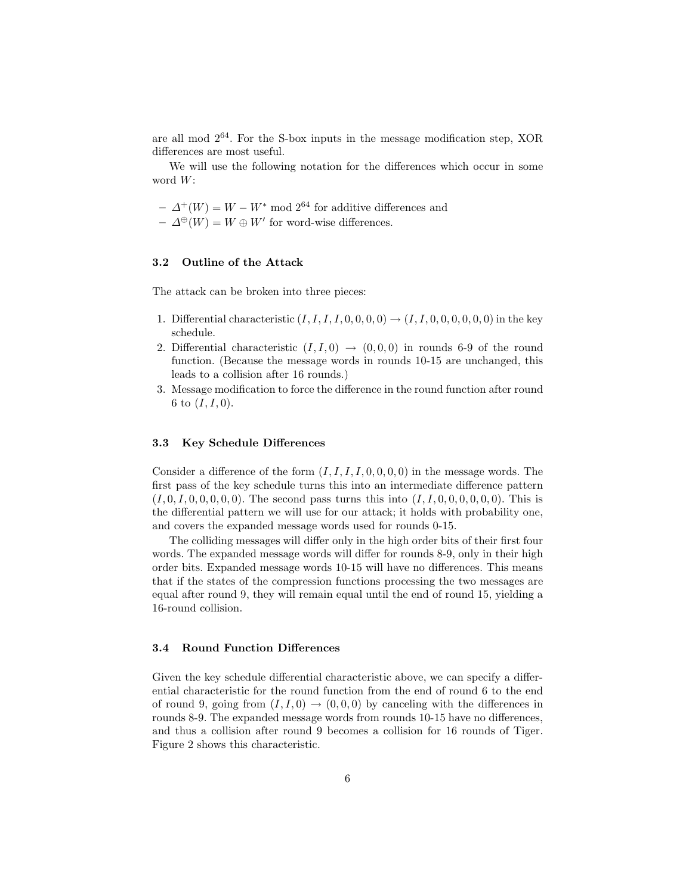are all mod $2^{64}$. For the S-box inputs in the message modification step, XOR differences are most useful.

We will use the following notation for the differences which occur in some word $W$:

- $\Delta^{+}(W) = W - W^{*} \bmod 2^{64}$ for additive differences and
- $\Delta^{\oplus}(W) = W \oplus W'$ for word-wise differences.

### 3.2 Outline of the Attack

The attack can be broken into three pieces:

1. Differential characteristic $(I, I, I, I, 0, 0, 0, 0) \rightarrow (I, I, 0, 0, 0, 0, 0, 0)$ in the key schedule.
2. Differential characteristic $(I, I, 0) \rightarrow (0, 0, 0)$ in rounds 6-9 of the round function. (Because the message words in rounds 10-15 are unchanged, this leads to a collision after 16 rounds.)
3. Message modification to force the difference in the round function after round 6 to $(I, I, 0)$.

### 3.3 Key Schedule Differences

Consider a difference of the form $(I, I, I, I, 0, 0, 0, 0)$ in the message words. The first pass of the key schedule turns this into an intermediate difference pattern $(I, 0, I, 0, 0, 0, 0, 0)$. The second pass turns this into $(I, I, 0, 0, 0, 0, 0, 0)$. This is the differential pattern we will use for our attack; it holds with probability one, and covers the expanded message words used for rounds 0-15.

The colliding messages will differ only in the high order bits of their first four words. The expanded message words will differ for rounds 8-9, only in their high order bits. Expanded message words 10-15 will have no differences. This means that if the states of the compression functions processing the two messages are equal after round 9, they will remain equal until the end of round 15, yielding a 16-round collision.

### 3.4 Round Function Differences

Given the key schedule differential characteristic above, we can specify a differential characteristic for the round function from the end of round 6 to the end of round 9, going from $(I, I, 0) \rightarrow (0, 0, 0)$ by canceling with the differences in rounds 8-9. The expanded message words from rounds 10-15 have no differences, and thus a collision after round 9 becomes a collision for 16 rounds of Tiger. Figure 2 shows this characteristic.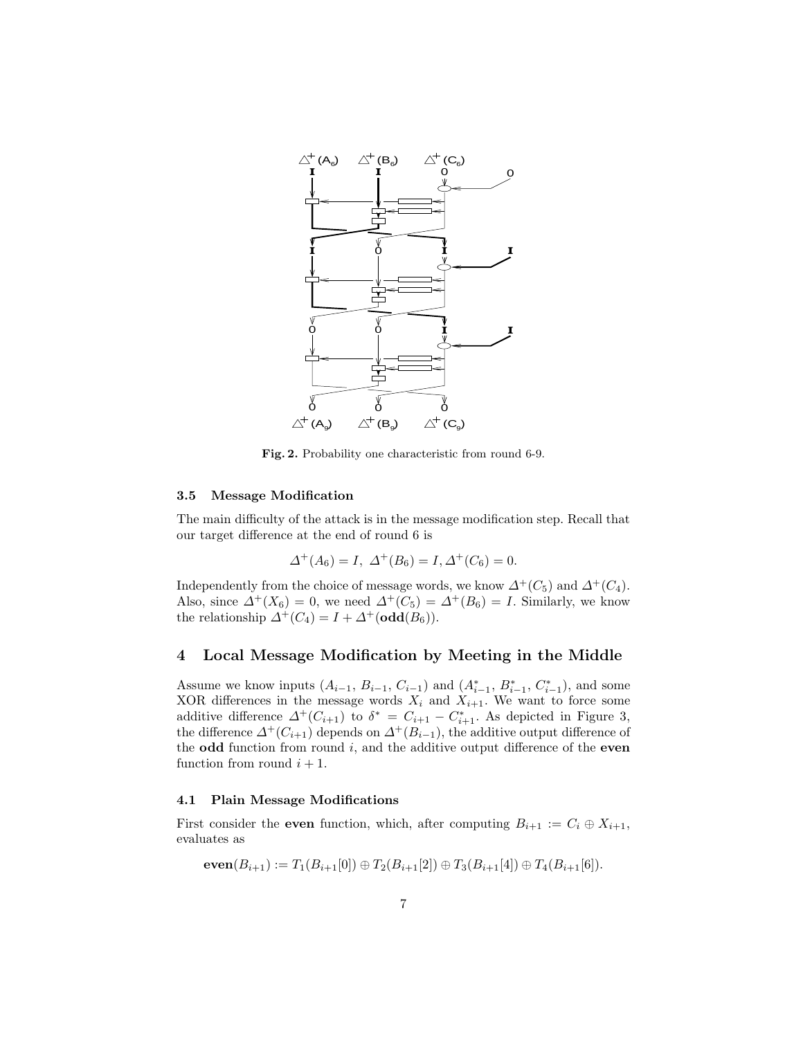**Fig. 2.** Probability one characteristic from round 6-9.

### 3.5 Message Modification

The main difficulty of the attack is in the message modification step. Recall that our target difference at the end of round 6 is

$$\Delta^+(A_6) = I,\ \Delta^+(B_6) = I, \Delta^+(C_6) = 0.$$

Independently from the choice of message words, we know $\Delta^+(C_5)$ and $\Delta^+(C_4)$. Also, since $\Delta^+(X_6) = 0$, we need $\Delta^+(C_5) = \Delta^+(B_6) = I$. Similarly, we know the relationship $\Delta^+(C_4) = I + \Delta^+(\mathbf{odd}(B_6))$.

## 4 Local Message Modification by Meeting in the Middle

Assume we know inputs $(A_{i-1}, B_{i-1}, C_{i-1})$ and $(A^*_{i-1}, B^*_{i-1}, C^*_{i-1})$, and some XOR differences in the message words $X_i$ and $X_{i+1}$. We want to force some additive difference $\Delta^+(C_{i+1})$ to $\delta^* = C_{i+1} - C^*_{i+1}$. As depicted in Figure 3, the difference $\Delta^+(C_{i+1})$ depends on $\Delta^+(B_{i-1})$, the additive output difference of the **odd** function from round $i$, and the additive output difference of the **even** function from round $i+1$.

### 4.1 Plain Message Modifications

First consider the **even** function, which, after computing $B_{i+1} := C_i \oplus X_{i+1}$, evaluates as

$$\mathbf{even}(B_{i+1}) := T_1(B_{i+1}[0]) \oplus T_2(B_{i+1}[2]) \oplus T_3(B_{i+1}[4]) \oplus T_4(B_{i+1}[6]).$$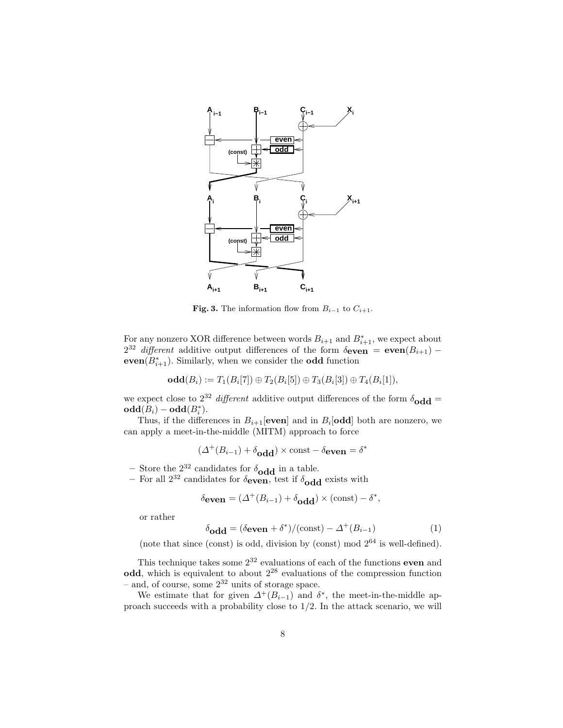**Fig. 3.** The information flow from $B_{i-1}$ to $C_{i+1}$.

For any nonzero XOR difference between words $B_{i+1}$ and $B^*_{i+1}$, we expect about $2^{32}$ *different* additive output differences of the form $\delta_{\mathbf{even}} = \mathbf{even}(B_{i+1}) - \mathbf{even}(B^*_{i+1})$. Similarly, when we consider the **odd** function

$$\mathbf{odd}(B_i) := T_1(B_i[7]) \oplus T_2(B_i[5]) \oplus T_3(B_i[3]) \oplus T_4(B_i[1]),$$

we expect close to $2^{32}$ *different* additive output differences of the form $\delta_{\mathbf{odd}} = \mathbf{odd}(B_i) - \mathbf{odd}(B^*_i)$.

Thus, if the differences in $B_{i+1}[\mathbf{even}]$ and in $B_i[\mathbf{odd}]$ both are nonzero, we can apply a meet-in-the-middle (MITM) approach to force

$$(\Delta^+(B_{i-1}) + \delta_{\mathbf{odd}}) \times \text{const} - \delta_{\mathbf{even}} = \delta^*$$

- Store the $2^{32}$ candidates for $\delta_{\mathbf{odd}}$ in a table.
- For all $2^{32}$ candidates for $\delta_{\mathbf{even}}$, test if $\delta_{\mathbf{odd}}$ exists with

$$\delta_{\mathbf{even}} = (\Delta^+(B_{i-1}) + \delta_{\mathbf{odd}}) \times (\text{const}) - \delta^*,$$

  or rather

$$\delta_{\mathbf{odd}} = (\delta_{\mathbf{even}} + \delta^*)/(\text{const}) - \Delta^+(B_{i-1}) \tag{1}$$

  (note that since (const) is odd, division by (const) mod $2^{64}$ is well-defined).

This technique takes some $2^{32}$ evaluations of each of the functions **even** and **odd**, which is equivalent to about $2^{28}$ evaluations of the compression function – and, of course, some $2^{32}$ units of storage space.

We estimate that for given $\Delta^+(B_{i-1})$ and $\delta^*$, the meet-in-the-middle approach succeeds with a probability close to 1/2. In the attack scenario, we will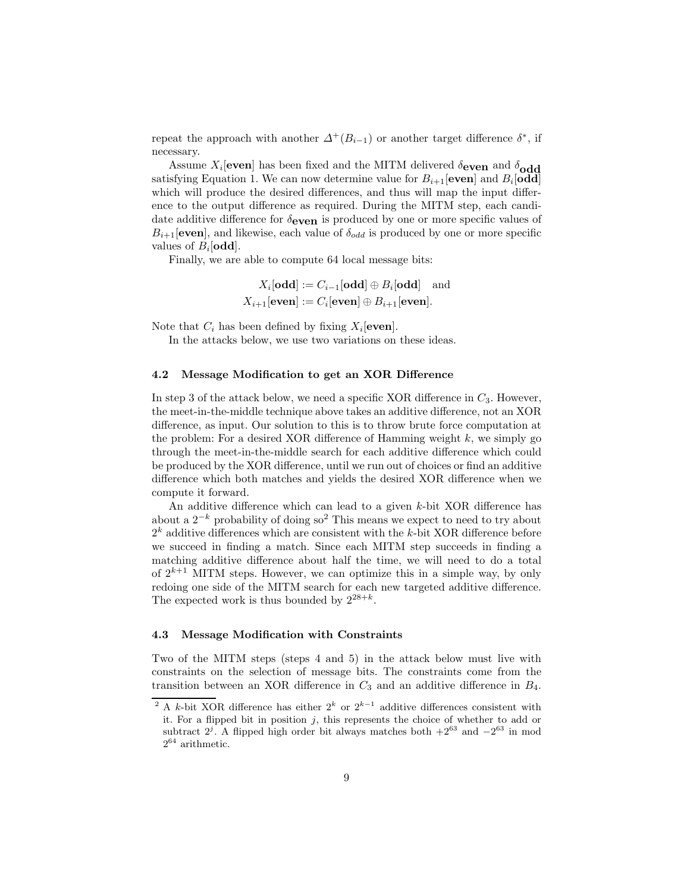repeat the approach with another $\Delta^+(B_{i-1})$ or another target difference $\delta^*$, if necessary.

Assume $X_i[\mathbf{even}]$ has been fixed and the MITM delivered $\delta_{\mathbf{even}}$ and $\delta_{\mathbf{odd}}$ satisfying Equation 1. We can now determine value for $B_{i+1}[\mathbf{even}]$ and $B_i[\mathbf{odd}]$ which will produce the desired differences, and thus will map the input difference to the output difference as required. During the MITM step, each candidate additive difference for $\delta_{\mathbf{even}}$ is produced by one or more specific values of $B_{i+1}[\mathbf{even}]$, and likewise, each value of $\delta_{odd}$ is produced by one or more specific values of $B_i[\mathbf{odd}]$.

Finally, we are able to compute 64 local message bits:

$$X_i[\mathbf{odd}] := C_{i-1}[\mathbf{odd}] \oplus B_i[\mathbf{odd}] \quad \text{and}$$
$$X_{i+1}[\mathbf{even}] := C_i[\mathbf{even}] \oplus B_{i+1}[\mathbf{even}].$$

Note that $C_i$ has been defined by fixing $X_i[\mathbf{even}]$.

In the attacks below, we use two variations on these ideas.

### 4.2 Message Modification to get an XOR Difference

In step 3 of the attack below, we need a specific XOR difference in $C_3$. However, the meet-in-the-middle technique above takes an additive difference, not an XOR difference, as input. Our solution to this is to throw brute force computation at the problem: For a desired XOR difference of Hamming weight $k$, we simply go through the meet-in-the-middle search for each additive difference which could be produced by the XOR difference, until we run out of choices or find an additive difference which both matches and yields the desired XOR difference when we compute it forward.

An additive difference which can lead to a given $k$-bit XOR difference has about a $2^{-k}$ probability of doing so[2] This means we expect to need to try about $2^k$ additive differences which are consistent with the $k$-bit XOR difference before we succeed in finding a match. Since each MITM step succeeds in finding a matching additive difference about half the time, we will need to do a total of $2^{k+1}$ MITM steps. However, we can optimize this in a simple way, by only redoing one side of the MITM search for each new targeted additive difference. The expected work is thus bounded by $2^{28+k}$.

### 4.3 Message Modification with Constraints

Two of the MITM steps (steps 4 and 5) in the attack below must live with constraints on the selection of message bits. The constraints come from the transition between an XOR difference in $C_3$ and an additive difference in $B_4$.

---

[2] A $k$-bit XOR difference has either $2^k$ or $2^{k-1}$ additive differences consistent with it. For a flipped bit in position $j$, this represents the choice of whether to add or subtract $2^j$. A flipped high order bit always matches both $+2^{63}$ and $-2^{63}$ in mod $2^{64}$ arithmetic.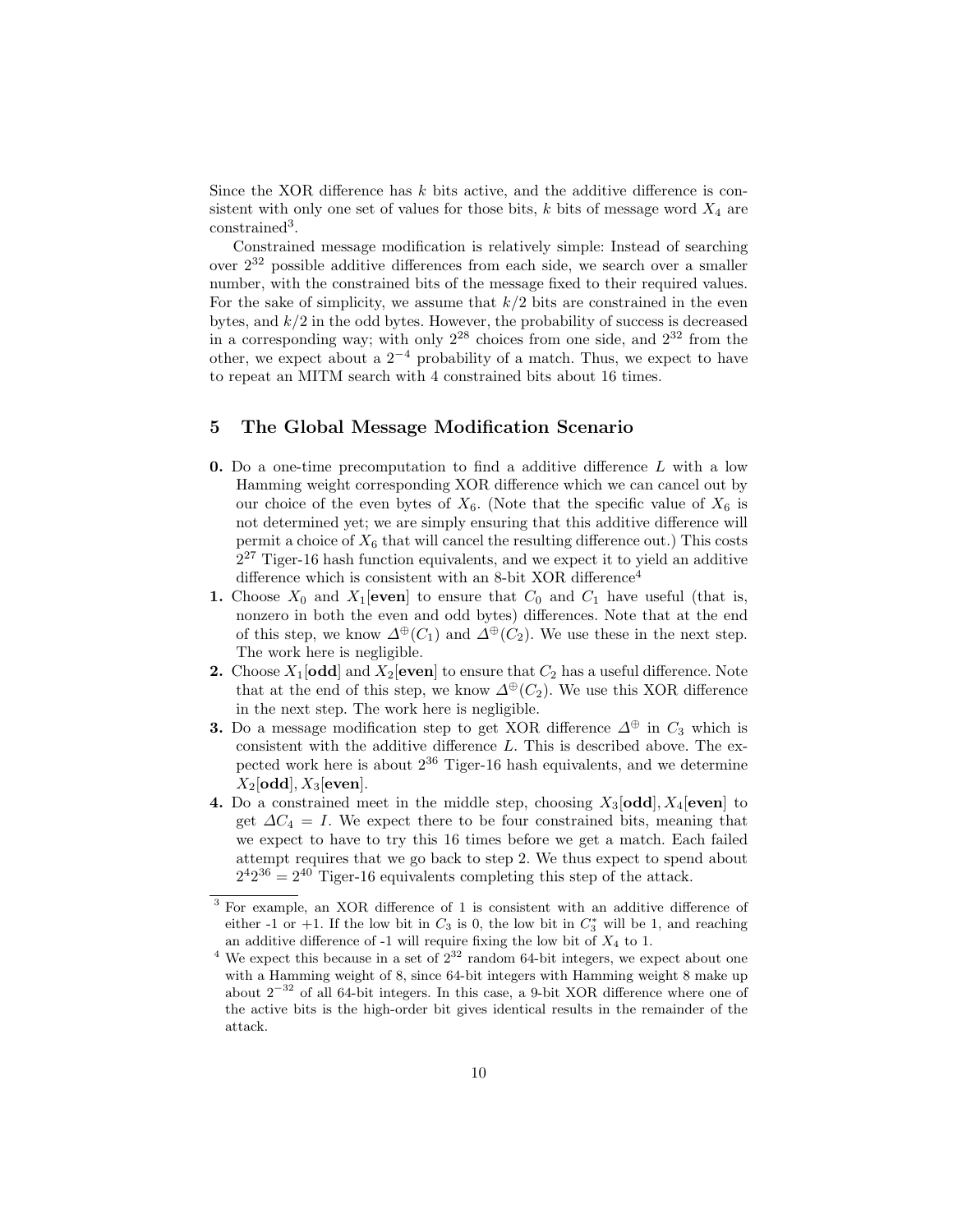Since the XOR difference has $k$ bits active, and the additive difference is consistent with only one set of values for those bits, $k$ bits of message word $X_4$ are constrained[3].

Constrained message modification is relatively simple: Instead of searching over $2^{32}$ possible additive differences from each side, we search over a smaller number, with the constrained bits of the message fixed to their required values. For the sake of simplicity, we assume that $k/2$ bits are constrained in the even bytes, and $k/2$ in the odd bytes. However, the probability of success is decreased in a corresponding way; with only $2^{28}$ choices from one side, and $2^{32}$ from the other, we expect about a $2^{-4}$ probability of a match. Thus, we expect to have to repeat an MITM search with 4 constrained bits about 16 times.

## 5 The Global Message Modification Scenario

**0.** Do a one-time precomputation to find a additive difference $L$ with a low Hamming weight corresponding XOR difference which we can cancel out by our choice of the even bytes of $X_6$. (Note that the specific value of $X_6$ is not determined yet; we are simply ensuring that this additive difference will permit a choice of $X_6$ that will cancel the resulting difference out.) This costs $2^{27}$ Tiger-16 hash function equivalents, and we expect it to yield an additive difference which is consistent with an 8-bit XOR difference[4]

**1.** Choose $X_0$ and $X_1$[**even**] to ensure that $C_0$ and $C_1$ have useful (that is, nonzero in both the even and odd bytes) differences. Note that at the end of this step, we know $\Delta^{\oplus}(C_1)$ and $\Delta^{\oplus}(C_2)$. We use these in the next step. The work here is negligible.

**2.** Choose $X_1$[**odd**] and $X_2$[**even**] to ensure that $C_2$ has a useful difference. Note that at the end of this step, we know $\Delta^{\oplus}(C_2)$. We use this XOR difference in the next step. The work here is negligible.

**3.** Do a message modification step to get XOR difference $\Delta^{\oplus}$ in $C_3$ which is consistent with the additive difference $L$. This is described above. The expected work here is about $2^{36}$ Tiger-16 hash equivalents, and we determine $X_2$[**odd**], $X_3$[**even**].

**4.** Do a constrained meet in the middle step, choosing $X_3$[**odd**], $X_4$[**even**] to get $\Delta C_4 = I$. We expect there to be four constrained bits, meaning that we expect to have to try this 16 times before we get a match. Each failed attempt requires that we go back to step 2. We thus expect to spend about $2^4 2^{36} = 2^{40}$ Tiger-16 equivalents completing this step of the attack.

---

[3] For example, an XOR difference of 1 is consistent with an additive difference of either -1 or +1. If the low bit in $C_3$ is 0, the low bit in $C_3^*$ will be 1, and reaching an additive difference of -1 will require fixing the low bit of $X_4$ to 1.

[4] We expect this because in a set of $2^{32}$ random 64-bit integers, we expect about one with a Hamming weight of 8, since 64-bit integers with Hamming weight 8 make up about $2^{-32}$ of all 64-bit integers. In this case, a 9-bit XOR difference where one of the active bits is the high-order bit gives identical results in the remainder of the attack.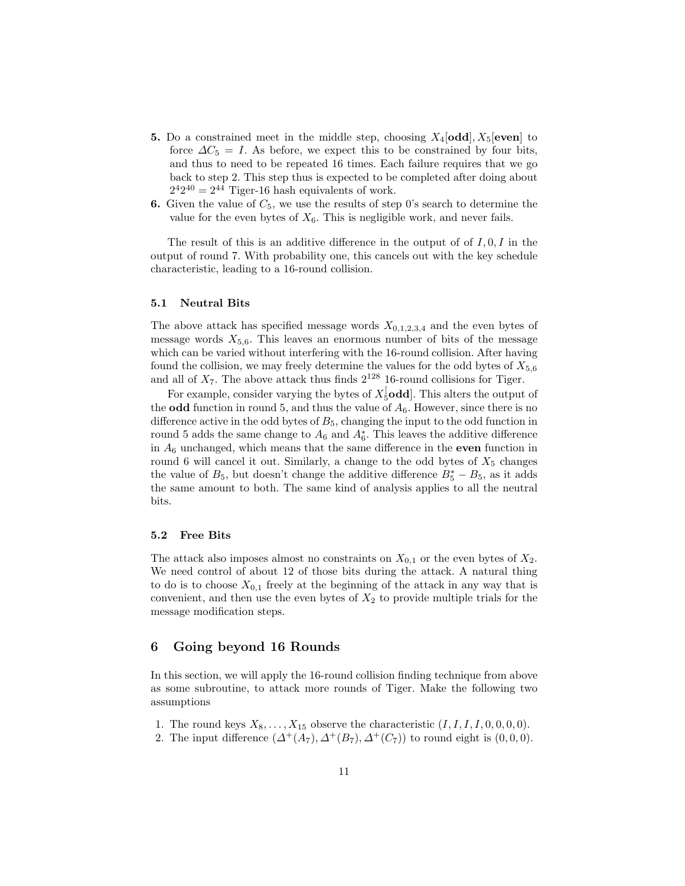5. Do a constrained meet in the middle step, choosing $X_4[\mathbf{odd}], X_5[\mathbf{even}]$ to force $\Delta C_5 = I$. As before, we expect this to be constrained by four bits, and thus to need to be repeated 16 times. Each failure requires that we go back to step 2. This step thus is expected to be completed after doing about $2^4 2^{40} = 2^{44}$ Tiger-16 hash equivalents of work.
6. Given the value of $C_5$, we use the results of step 0's search to determine the value for the even bytes of $X_6$. This is negligible work, and never fails.

The result of this is an additive difference in the output of of $I, 0, I$ in the output of round 7. With probability one, this cancels out with the key schedule characteristic, leading to a 16-round collision.

### 5.1 Neutral Bits

The above attack has specified message words $X_{0,1,2,3,4}$ and the even bytes of message words $X_{5,6}$. This leaves an enormous number of bits of the message which can be varied without interfering with the 16-round collision. After having found the collision, we may freely determine the values for the odd bytes of $X_{5,6}$ and all of $X_7$. The above attack thus finds $2^{128}$ 16-round collisions for Tiger.

For example, consider varying the bytes of $X_5[\mathbf{odd}]$. This alters the output of the **odd** function in round 5, and thus the value of $A_6$. However, since there is no difference active in the odd bytes of $B_5$, changing the input to the odd function in round 5 adds the same change to $A_6$ and $A_6^*$. This leaves the additive difference in $A_6$ unchanged, which means that the same difference in the **even** function in round 6 will cancel it out. Similarly, a change to the odd bytes of $X_5$ changes the value of $B_5$, but doesn't change the additive difference $B_5^* - B_5$, as it adds the same amount to both. The same kind of analysis applies to all the neutral bits.

### 5.2 Free Bits

The attack also imposes almost no constraints on $X_{0,1}$ or the even bytes of $X_2$. We need control of about 12 of those bits during the attack. A natural thing to do is to choose $X_{0,1}$ freely at the beginning of the attack in any way that is convenient, and then use the even bytes of $X_2$ to provide multiple trials for the message modification steps.

## 6 Going beyond 16 Rounds

In this section, we will apply the 16-round collision finding technique from above as some subroutine, to attack more rounds of Tiger. Make the following two assumptions

1. The round keys $X_8, \ldots, X_{15}$ observe the characteristic $(I, I, I, I, 0, 0, 0, 0)$.
2. The input difference $(\Delta^+(A_7), \Delta^+(B_7), \Delta^+(C_7))$ to round eight is $(0, 0, 0)$.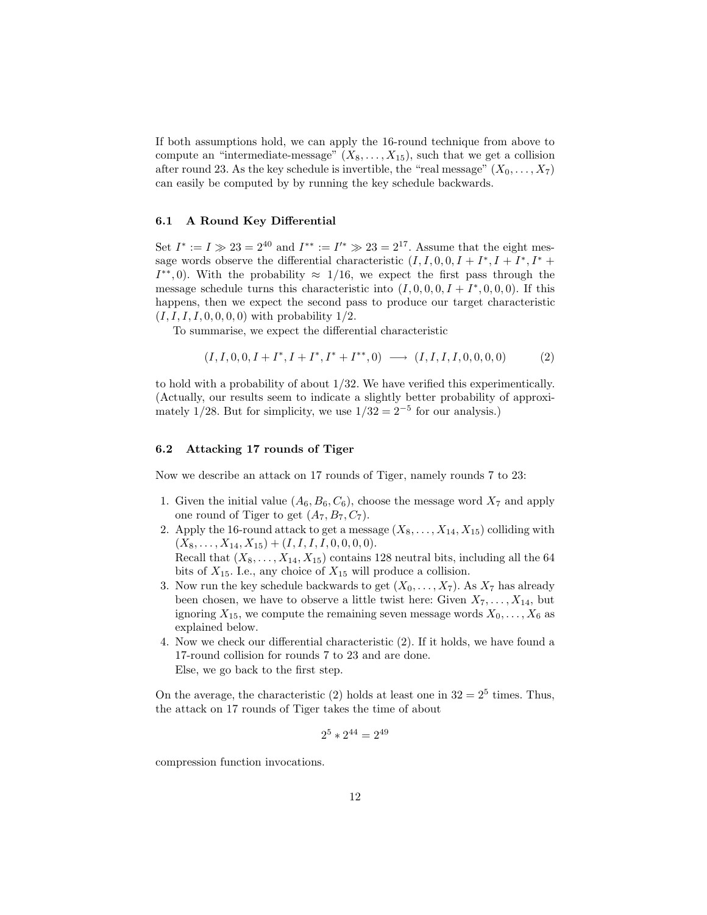If both assumptions hold, we can apply the 16-round technique from above to compute an "intermediate-message" $(X_8, \ldots, X_{15})$, such that we get a collision after round 23. As the key schedule is invertible, the "real message" $(X_0, \ldots, X_7)$ can easily be computed by by running the key schedule backwards.

### 6.1 A Round Key Differential

Set $I^* := I \gg 23 = 2^{40}$ and $I^{**} := I'^* \gg 23 = 2^{17}$. Assume that the eight message words observe the differential characteristic $(I, I, 0, 0, I + I^*, I + I^*, I^* + I^{**}, 0)$. With the probability $\approx 1/16$, we expect the first pass through the message schedule turns this characteristic into $(I, 0, 0, 0, I + I^*, 0, 0, 0)$. If this happens, then we expect the second pass to produce our target characteristic $(I, I, I, 0, 0, 0, 0)$ with probability 1/2.

To summarise, we expect the differential characteristic

$$(I, I, 0, 0, I + I^*, I + I^*, I^* + I^{**}, 0) \longrightarrow (I, I, I, 0, 0, 0, 0) \qquad (2)$$

to hold with a probability of about 1/32. We have verified this experimentically. (Actually, our results seem to indicate a slightly better probability of approximately 1/28. But for simplicity, we use $1/32 = 2^{-5}$ for our analysis.)

### 6.2 Attacking 17 rounds of Tiger

Now we describe an attack on 17 rounds of Tiger, namely rounds 7 to 23:

1. Given the initial value $(A_6, B_6, C_6)$, choose the message word $X_7$ and apply one round of Tiger to get $(A_7, B_7, C_7)$.
2. Apply the 16-round attack to get a message $(X_8, \ldots, X_{14}, X_{15})$ colliding with $(X_8, \ldots, X_{14}, X_{15}) + (I, I, I, I, 0, 0, 0, 0)$.
   Recall that $(X_8, \ldots, X_{14}, X_{15})$ contains 128 neutral bits, including all the 64 bits of $X_{15}$. I.e., any choice of $X_{15}$ will produce a collision.
3. Now run the key schedule backwards to get $(X_0, \ldots, X_7)$. As $X_7$ has already been chosen, we have to observe a little twist here: Given $X_7, \ldots, X_{14}$, but ignoring $X_{15}$, we compute the remaining seven message words $X_0, \ldots, X_6$ as explained below.
4. Now we check our differential characteristic (2). If it holds, we have found a 17-round collision for rounds 7 to 23 and are done.
   Else, we go back to the first step.

On the average, the characteristic (2) holds at least one in $32 = 2^5$ times. Thus, the attack on 17 rounds of Tiger takes the time of about

$$2^5 * 2^{44} = 2^{49}$$

compression function invocations.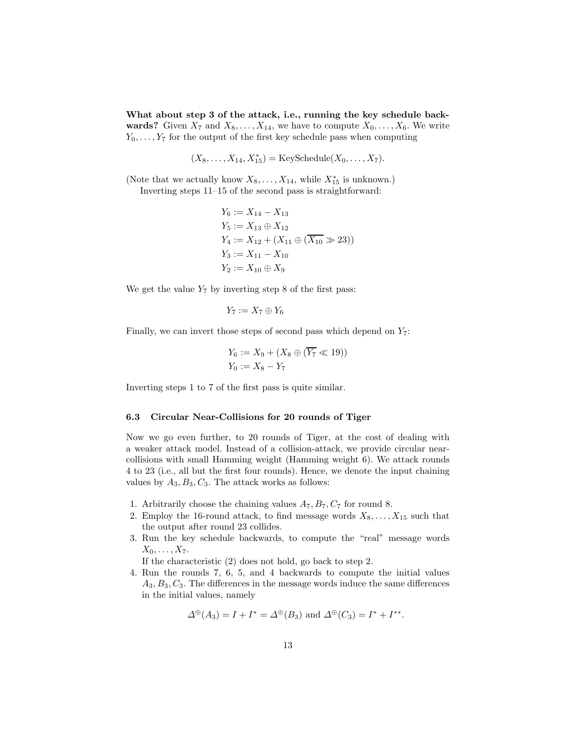**What about step 3 of the attack, i.e., running the key schedule backwards?** Given $X_7$ and $X_8, \ldots, X_{14}$, we have to compute $X_0, \ldots, X_6$. We write $Y_0, \ldots, Y_7$ for the output of the first key schedule pass when computing

$$(X_8, \ldots, X_{14}, X_{15}^*) = \text{KeySchedule}(X_0, \ldots, X_7).$$

(Note that we actually know $X_8, \ldots, X_{14}$, while $X_{15}^*$ is unknown.)

Inverting steps 11–15 of the second pass is straightforward:

$$
\begin{aligned}
Y_6 &:= X_{14} - X_{13} \\
Y_5 &:= X_{13} \oplus X_{12} \\
Y_4 &:= X_{12} + (X_{11} \oplus (\overline{X_{10}} \gg 23)) \\
Y_3 &:= X_{11} - X_{10} \\
Y_2 &:= X_{10} \oplus X_9
\end{aligned}
$$

We get the value $Y_7$ by inverting step 8 of the first pass:

$$Y_7 := X_7 \oplus Y_6$$

Finally, we can invert those steps of second pass which depend on $Y_7$:

$$
\begin{aligned}
Y_6 &:= X_9 + (X_8 \oplus (\overline{Y_7} \ll 19)) \\
Y_0 &:= X_8 - Y_7
\end{aligned}
$$

Inverting steps 1 to 7 of the first pass is quite similar.

### 6.3 Circular Near-Collisions for 20 rounds of Tiger

Now we go even further, to 20 rounds of Tiger, at the cost of dealing with a weaker attack model. Instead of a collision-attack, we provide circular near-collisions with small Hamming weight (Hamming weight 6). We attack rounds 4 to 23 (i.e., all but the first four rounds). Hence, we denote the input chaining values by $A_3, B_3, C_3$. The attack works as follows:

1. Arbitrarily choose the chaining values $A_7, B_7, C_7$ for round 8.
2. Employ the 16-round attack, to find message words $X_8, \ldots, X_{15}$ such that the output after round 23 collides.
3. Run the key schedule backwards, to compute the "real" message words $X_0, \ldots, X_7$.
   If the characteristic (2) does not hold, go back to step 2.
4. Run the rounds 7, 6, 5, and 4 backwards to compute the initial values $A_3, B_3, C_3$. The differences in the message words induce the same differences in the initial values, namely

$$\Delta^{\oplus}(A_3) = I + I^* = \Delta^{\oplus}(B_3) \text{ and } \Delta^{\oplus}(C_3) = I^* + I^{**}.$$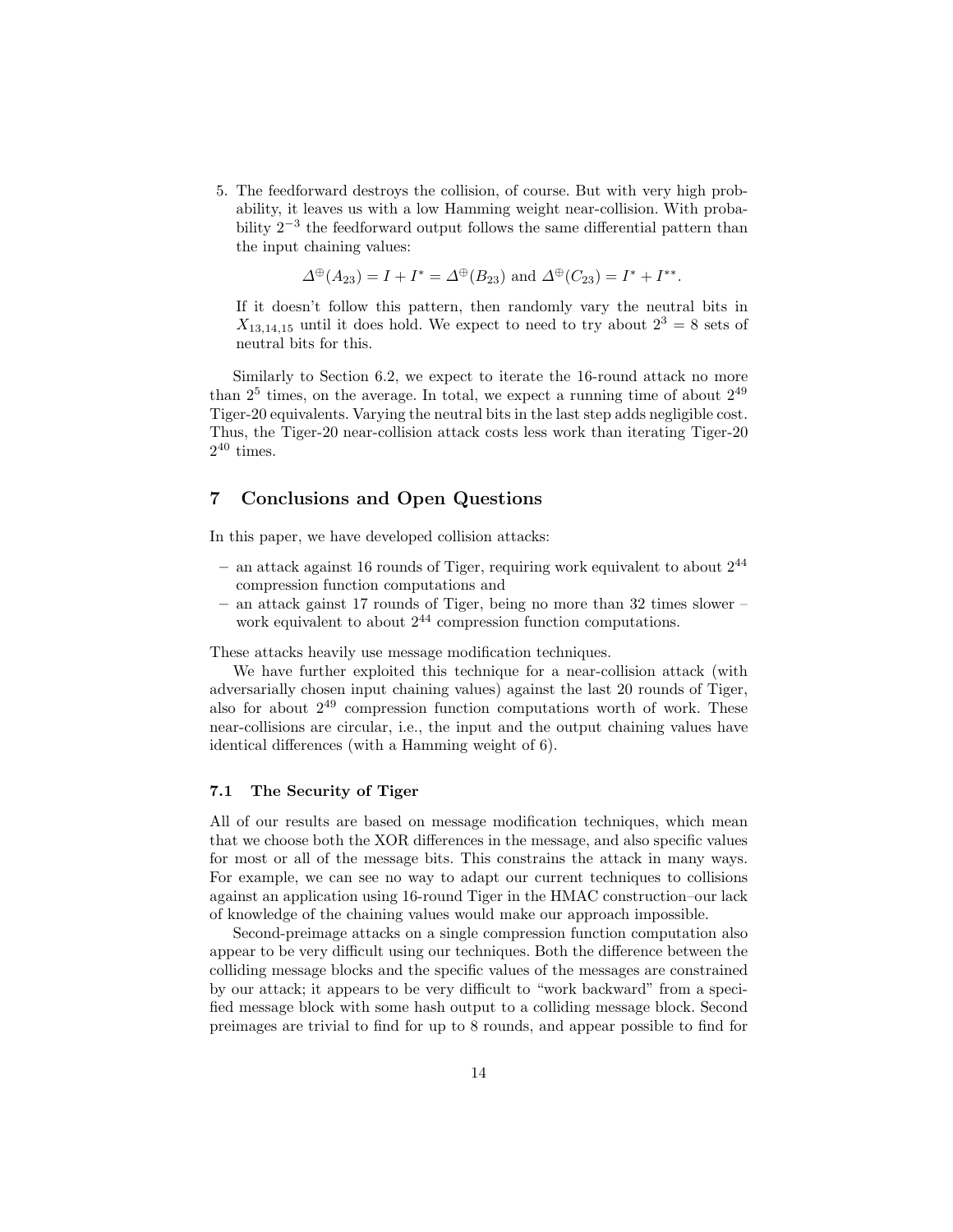5. The feedforward destroys the collision, of course. But with very high probability, it leaves us with a low Hamming weight near-collision. With probability $2^{-3}$ the feedforward output follows the same differential pattern than the input chaining values:

   $$\Delta^{\oplus}(A_{23}) = I + I^{*} = \Delta^{\oplus}(B_{23}) \text{ and } \Delta^{\oplus}(C_{23}) = I^{*} + I^{**}.$$

   If it doesn't follow this pattern, then randomly vary the neutral bits in $X_{13,14,15}$ until it does hold. We expect to need to try about $2^3 = 8$ sets of neutral bits for this.

Similarly to Section 6.2, we expect to iterate the 16-round attack no more than $2^5$ times, on the average. In total, we expect a running time of about $2^{49}$ Tiger-20 equivalents. Varying the neutral bits in the last step adds negligible cost. Thus, the Tiger-20 near-collision attack costs less work than iterating Tiger-20 $2^{40}$ times.

## 7 Conclusions and Open Questions

In this paper, we have developed collision attacks:

- an attack against 16 rounds of Tiger, requiring work equivalent to about $2^{44}$ compression function computations and
- an attack gainst 17 rounds of Tiger, being no more than 32 times slower – work equivalent to about $2^{44}$ compression function computations.

These attacks heavily use message modification techniques.

We have further exploited this technique for a near-collision attack (with adversarially chosen input chaining values) against the last 20 rounds of Tiger, also for about $2^{49}$ compression function computations worth of work. These near-collisions are circular, i.e., the input and the output chaining values have identical differences (with a Hamming weight of 6).

### 7.1 The Security of Tiger

All of our results are based on message modification techniques, which mean that we choose both the XOR differences in the message, and also specific values for most or all of the message bits. This constrains the attack in many ways. For example, we can see no way to adapt our current techniques to collisions against an application using 16-round Tiger in the HMAC construction–our lack of knowledge of the chaining values would make our approach impossible.

Second-preimage attacks on a single compression function computation also appear to be very difficult using our techniques. Both the difference between the colliding message blocks and the specific values of the messages are constrained by our attack; it appears to be very difficult to "work backward" from a specified message block with some hash output to a colliding message block. Second preimages are trivial to find for up to 8 rounds, and appear possible to find for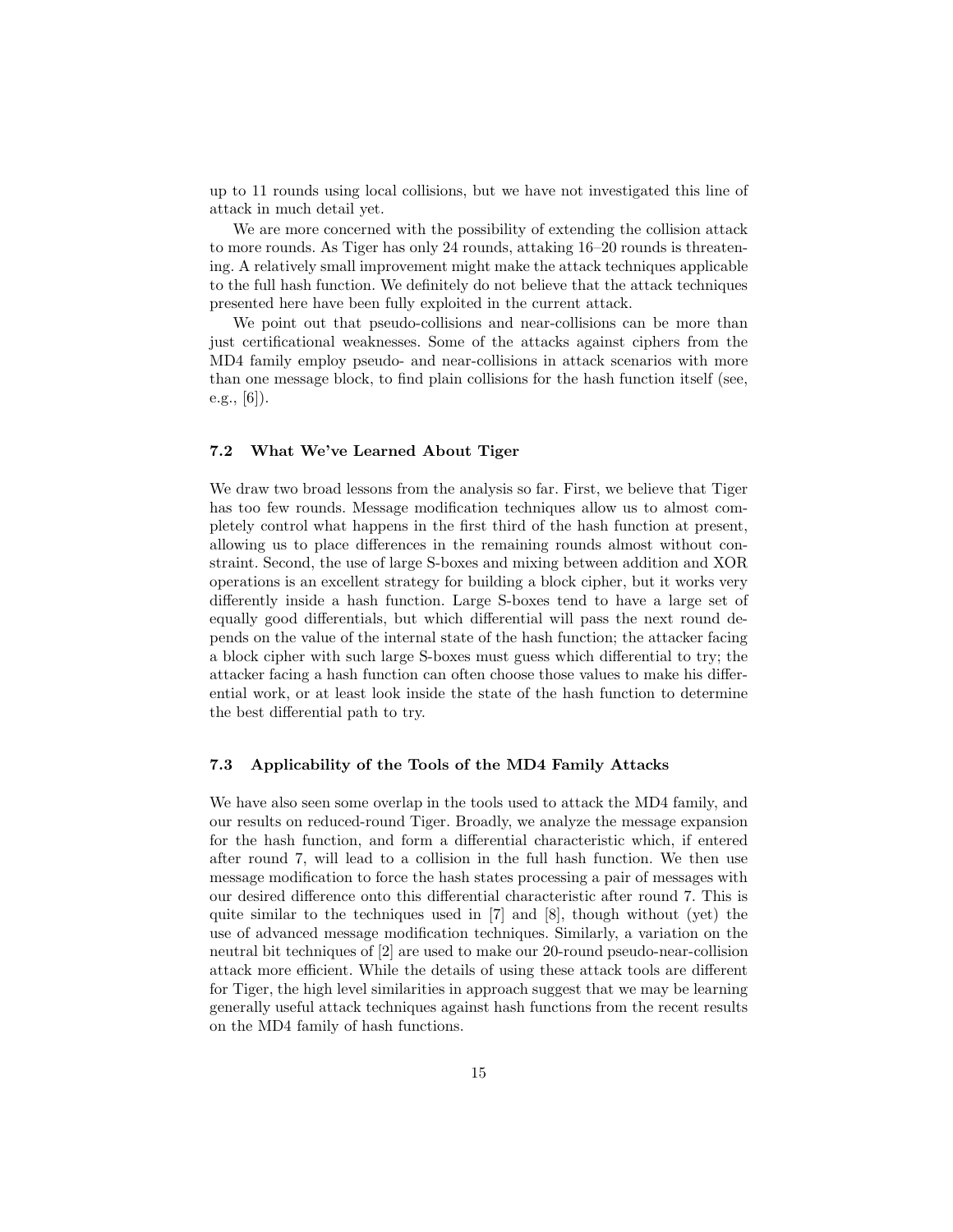up to 11 rounds using local collisions, but we have not investigated this line of attack in much detail yet.

We are more concerned with the possibility of extending the collision attack to more rounds. As Tiger has only 24 rounds, attaking 16–20 rounds is threatening. A relatively small improvement might make the attack techniques applicable to the full hash function. We definitely do not believe that the attack techniques presented here have been fully exploited in the current attack.

We point out that pseudo-collisions and near-collisions can be more than just certificational weaknesses. Some of the attacks against ciphers from the MD4 family employ pseudo- and near-collisions in attack scenarios with more than one message block, to find plain collisions for the hash function itself (see, e.g., [6]).

### 7.2 What We've Learned About Tiger

We draw two broad lessons from the analysis so far. First, we believe that Tiger has too few rounds. Message modification techniques allow us to almost completely control what happens in the first third of the hash function at present, allowing us to place differences in the remaining rounds almost without constraint. Second, the use of large S-boxes and mixing between addition and XOR operations is an excellent strategy for building a block cipher, but it works very differently inside a hash function. Large S-boxes tend to have a large set of equally good differentials, but which differential will pass the next round depends on the value of the internal state of the hash function; the attacker facing a block cipher with such large S-boxes must guess which differential to try; the attacker facing a hash function can often choose those values to make his differential work, or at least look inside the state of the hash function to determine the best differential path to try.

### 7.3 Applicability of the Tools of the MD4 Family Attacks

We have also seen some overlap in the tools used to attack the MD4 family, and our results on reduced-round Tiger. Broadly, we analyze the message expansion for the hash function, and form a differential characteristic which, if entered after round 7, will lead to a collision in the full hash function. We then use message modification to force the hash states processing a pair of messages with our desired difference onto this differential characteristic after round 7. This is quite similar to the techniques used in [7] and [8], though without (yet) the use of advanced message modification techniques. Similarly, a variation on the neutral bit techniques of [2] are used to make our 20-round pseudo-near-collision attack more efficient. While the details of using these attack tools are different for Tiger, the high level similarities in approach suggest that we may be learning generally useful attack techniques against hash functions from the recent results on the MD4 family of hash functions.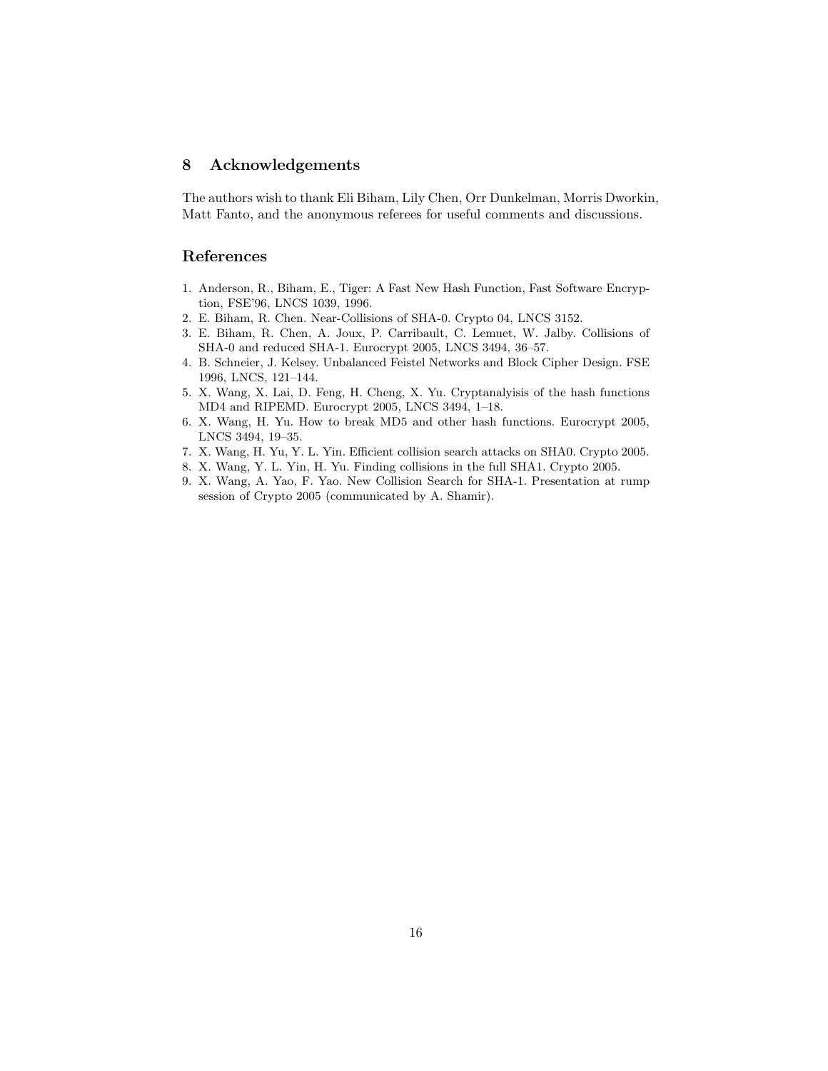## 8 Acknowledgements

The authors wish to thank Eli Biham, Lily Chen, Orr Dunkelman, Morris Dworkin, Matt Fanto, and the anonymous referees for useful comments and discussions.

## References

1. Anderson, R., Biham, E., Tiger: A Fast New Hash Function, Fast Software Encryption, FSE'96, LNCS 1039, 1996.
2. E. Biham, R. Chen. Near-Collisions of SHA-0. Crypto 04, LNCS 3152.
3. E. Biham, R. Chen, A. Joux, P. Carribault, C. Lemuet, W. Jalby. Collisions of SHA-0 and reduced SHA-1. Eurocrypt 2005, LNCS 3494, 36–57.
4. B. Schneier, J. Kelsey. Unbalanced Feistel Networks and Block Cipher Design. FSE 1996, LNCS, 121–144.
5. X. Wang, X. Lai, D. Feng, H. Cheng, X. Yu. Cryptanalyisis of the hash functions MD4 and RIPEMD. Eurocrypt 2005, LNCS 3494, 1–18.
6. X. Wang, H. Yu. How to break MD5 and other hash functions. Eurocrypt 2005, LNCS 3494, 19–35.
7. X. Wang, H. Yu, Y. L. Yin. Efficient collision search attacks on SHA0. Crypto 2005.
8. X. Wang, Y. L. Yin, H. Yu. Finding collisions in the full SHA1. Crypto 2005.
9. X. Wang, A. Yao, F. Yao. New Collision Search for SHA-1. Presentation at rump session of Crypto 2005 (communicated by A. Shamir).